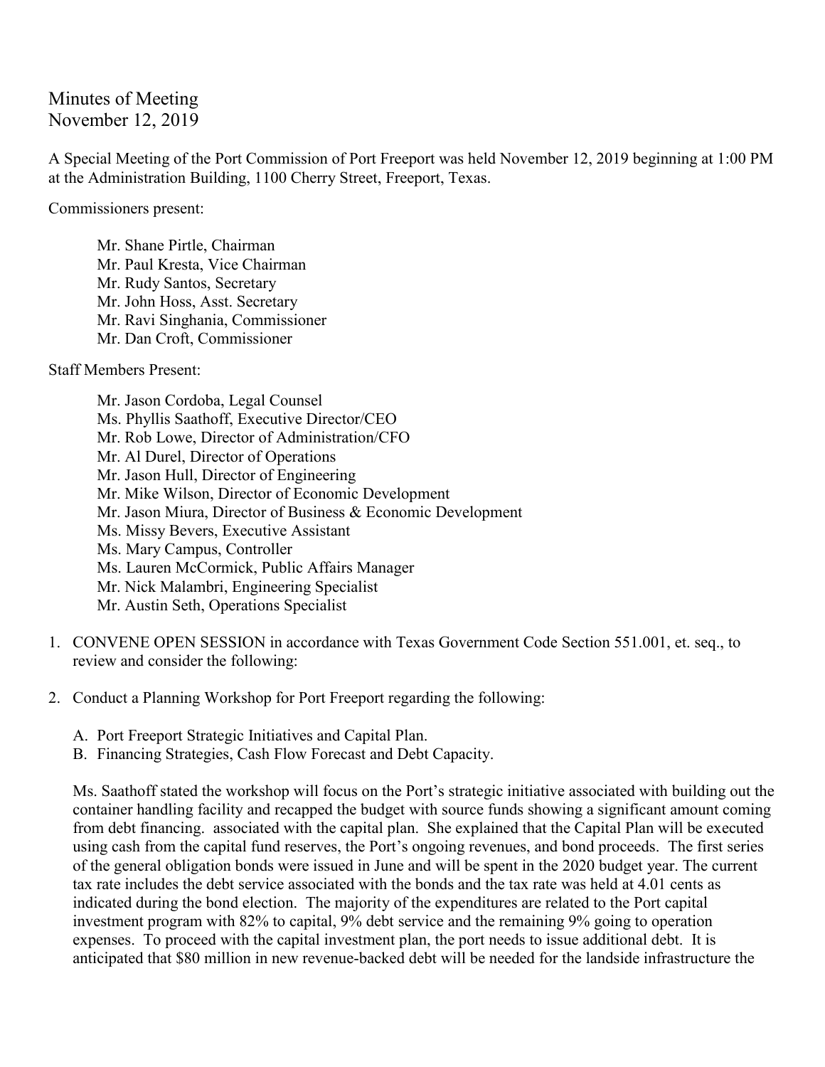Minutes of Meeting
November 12, 2019

A Special Meeting of the Port Commission of Port Freeport was held November 12, 2019 beginning at 1:00 PM at the Administration Building, 1100 Cherry Street, Freeport, Texas.

Commissioners present:

Mr. Shane Pirtle, Chairman
Mr. Paul Kresta, Vice Chairman
Mr. Rudy Santos, Secretary
Mr. John Hoss, Asst. Secretary
Mr. Ravi Singhania, Commissioner
Mr. Dan Croft, Commissioner

Staff Members Present:

Mr. Jason Cordoba, Legal Counsel
Ms. Phyllis Saathoff, Executive Director/CEO
Mr. Rob Lowe, Director of Administration/CFO
Mr. Al Durel, Director of Operations
Mr. Jason Hull, Director of Engineering
Mr. Mike Wilson, Director of Economic Development
Mr. Jason Miura, Director of Business & Economic Development
Ms. Missy Bevers, Executive Assistant
Ms. Mary Campus, Controller
Ms. Lauren McCormick, Public Affairs Manager
Mr. Nick Malambri, Engineering Specialist
Mr. Austin Seth, Operations Specialist

1. CONVENE OPEN SESSION in accordance with Texas Government Code Section 551.001, et. seq., to review and consider the following:

2. Conduct a Planning Workshop for Port Freeport regarding the following:

   A. Port Freeport Strategic Initiatives and Capital Plan.
   B. Financing Strategies, Cash Flow Forecast and Debt Capacity.

   Ms. Saathoff stated the workshop will focus on the Port's strategic initiative associated with building out the container handling facility and recapped the budget with source funds showing a significant amount coming from debt financing. associated with the capital plan. She explained that the Capital Plan will be executed using cash from the capital fund reserves, the Port's ongoing revenues, and bond proceeds. The first series of the general obligation bonds were issued in June and will be spent in the 2020 budget year. The current tax rate includes the debt service associated with the bonds and the tax rate was held at 4.01 cents as indicated during the bond election. The majority of the expenditures are related to the Port capital investment program with 82% to capital, 9% debt service and the remaining 9% going to operation expenses. To proceed with the capital investment plan, the port needs to issue additional debt. It is anticipated that $80 million in new revenue-backed debt will be needed for the landside infrastructure the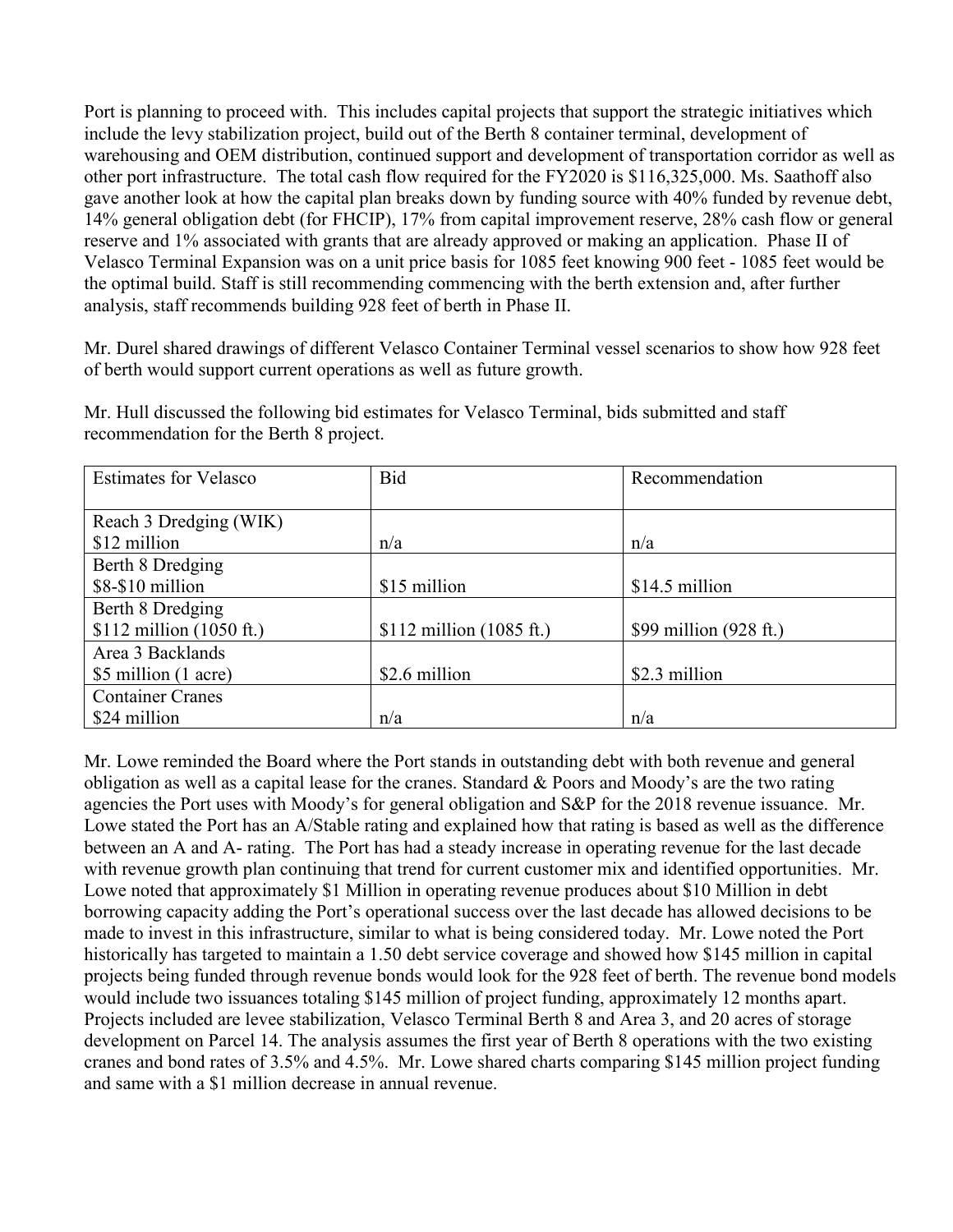Port is planning to proceed with. This includes capital projects that support the strategic initiatives which include the levy stabilization project, build out of the Berth 8 container terminal, development of warehousing and OEM distribution, continued support and development of transportation corridor as well as other port infrastructure. The total cash flow required for the FY2020 is $116,325,000. Ms. Saathoff also gave another look at how the capital plan breaks down by funding source with 40% funded by revenue debt, 14% general obligation debt (for FHCIP), 17% from capital improvement reserve, 28% cash flow or general reserve and 1% associated with grants that are already approved or making an application. Phase II of Velasco Terminal Expansion was on a unit price basis for 1085 feet knowing 900 feet - 1085 feet would be the optimal build. Staff is still recommending commencing with the berth extension and, after further analysis, staff recommends building 928 feet of berth in Phase II.

Mr. Durel shared drawings of different Velasco Container Terminal vessel scenarios to show how 928 feet of berth would support current operations as well as future growth.

Mr. Hull discussed the following bid estimates for Velasco Terminal, bids submitted and staff recommendation for the Berth 8 project.

| Estimates for Velasco | Bid | Recommendation |
|---|---|---|
| Reach 3 Dredging (WIK)<br>$12 million | n/a | n/a |
| Berth 8 Dredging<br>$8-$10 million | $15 million | $14.5 million |
| Berth 8 Dredging<br>$112 million (1050 ft.) | $112 million (1085 ft.) | $99 million (928 ft.) |
| Area 3 Backlands<br>$5 million (1 acre) | $2.6 million | $2.3 million |
| Container Cranes<br>$24 million | n/a | n/a |

Mr. Lowe reminded the Board where the Port stands in outstanding debt with both revenue and general obligation as well as a capital lease for the cranes. Standard & Poors and Moody's are the two rating agencies the Port uses with Moody's for general obligation and S&P for the 2018 revenue issuance. Mr. Lowe stated the Port has an A/Stable rating and explained how that rating is based as well as the difference between an A and A- rating. The Port has had a steady increase in operating revenue for the last decade with revenue growth plan continuing that trend for current customer mix and identified opportunities. Mr. Lowe noted that approximately $1 Million in operating revenue produces about $10 Million in debt borrowing capacity adding the Port's operational success over the last decade has allowed decisions to be made to invest in this infrastructure, similar to what is being considered today. Mr. Lowe noted the Port historically has targeted to maintain a 1.50 debt service coverage and showed how $145 million in capital projects being funded through revenue bonds would look for the 928 feet of berth. The revenue bond models would include two issuances totaling $145 million of project funding, approximately 12 months apart. Projects included are levee stabilization, Velasco Terminal Berth 8 and Area 3, and 20 acres of storage development on Parcel 14. The analysis assumes the first year of Berth 8 operations with the two existing cranes and bond rates of 3.5% and 4.5%. Mr. Lowe shared charts comparing $145 million project funding and same with a $1 million decrease in annual revenue.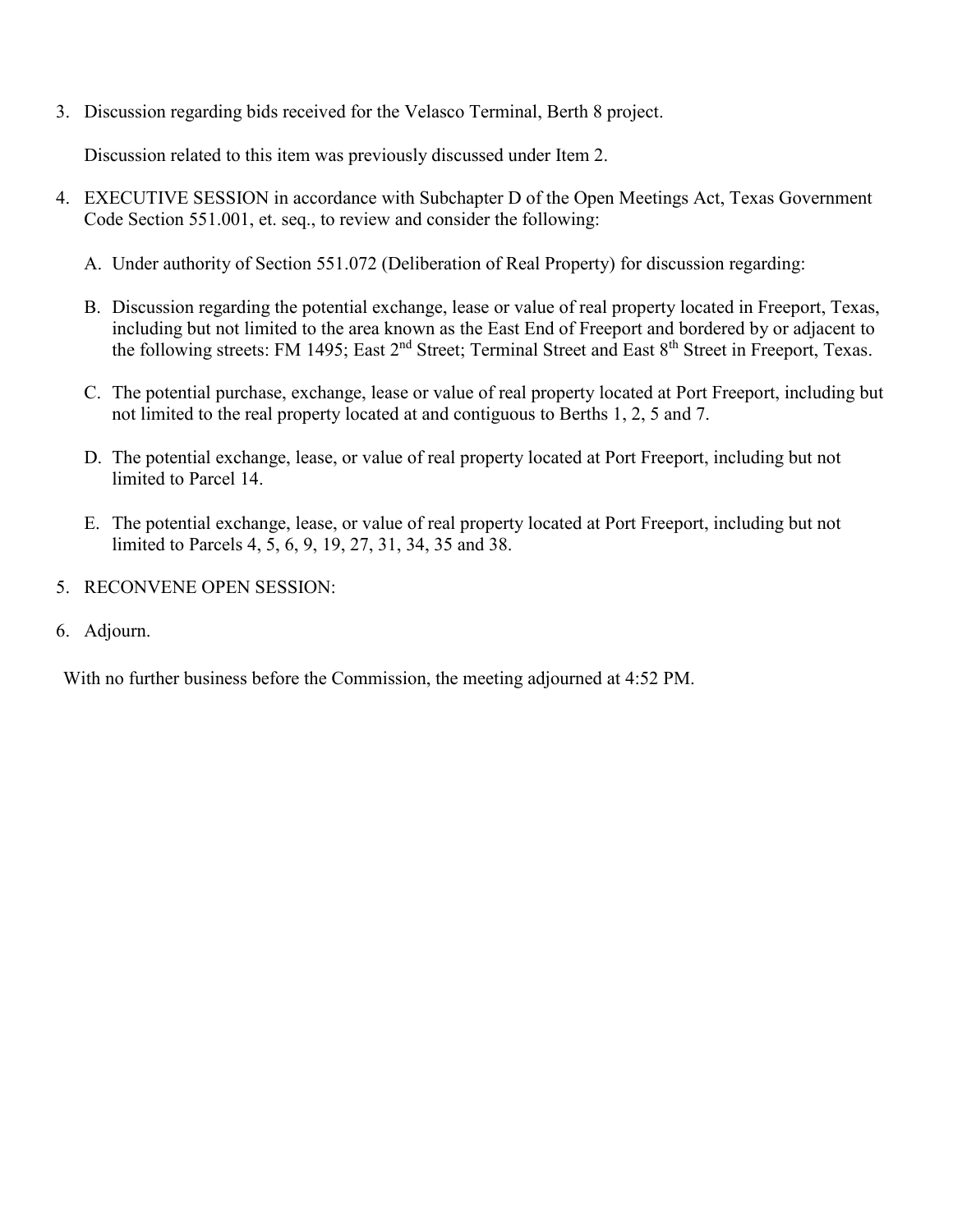3. Discussion regarding bids received for the Velasco Terminal, Berth 8 project.

   Discussion related to this item was previously discussed under Item 2.

4. EXECUTIVE SESSION in accordance with Subchapter D of the Open Meetings Act, Texas Government Code Section 551.001, et. seq., to review and consider the following:

   A. Under authority of Section 551.072 (Deliberation of Real Property) for discussion regarding:

   B. Discussion regarding the potential exchange, lease or value of real property located in Freeport, Texas, including but not limited to the area known as the East End of Freeport and bordered by or adjacent to the following streets: FM 1495; East 2nd Street; Terminal Street and East 8th Street in Freeport, Texas.

   C. The potential purchase, exchange, lease or value of real property located at Port Freeport, including but not limited to the real property located at and contiguous to Berths 1, 2, 5 and 7.

   D. The potential exchange, lease, or value of real property located at Port Freeport, including but not limited to Parcel 14.

   E. The potential exchange, lease, or value of real property located at Port Freeport, including but not limited to Parcels 4, 5, 6, 9, 19, 27, 31, 34, 35 and 38.

5. RECONVENE OPEN SESSION:

6. Adjourn.

With no further business before the Commission, the meeting adjourned at 4:52 PM.